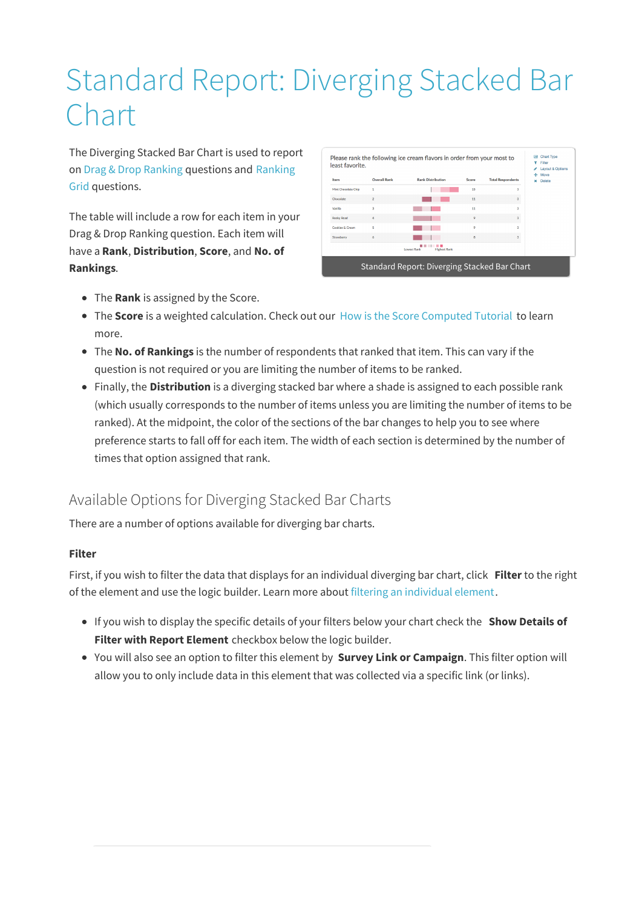# Standard Report: Diverging Stacked Bar Chart

The Diverging Stacked Bar Chart is used to report on Drag & Drop Ranking questions and Ranking Grid questions.

The table will include a row for each item in your Drag & Drop Ranking question. Each item will have a **Rank**, **Distribution**, **Score**, and **No. of Rankings**.

Standard Report: Diverging Stacked Bar Chart

- The **Rank** is assigned by the Score.
- The **Score** is a weighted calculation. Check out our How is the Score Computed Tutorial to learn more.
- The **No. of Rankings** is the number of respondents that ranked that item. This can vary if the question is not required or you are limiting the number of items to be ranked.
- Finally, the **Distribution** is a diverging stacked bar where a shade is assigned to each possible rank (which usually corresponds to the number of items unless you are limiting the number of items to be ranked). At the midpoint, the color of the sections of the bar changes to help you to see where preference starts to fall off for each item. The width of each section is determined by the number of times that option assigned that rank.

## Available Options for Diverging Stacked Bar Charts

There are a number of options available for diverging bar charts.

### Filter

First, if you wish to filter the data that displays for an individual diverging bar chart, click **Filter** to the right of the element and use the logic builder. Learn more about filtering an individual element.

- If you wish to display the specific details of your filters below your chart check the **Show Details of Filter with Report Element** checkbox below the logic builder.
- You will also see an option to filter this element by **Survey Link or Campaign**. This filter option will allow you to only include data in this element that was collected via a specific link (or links).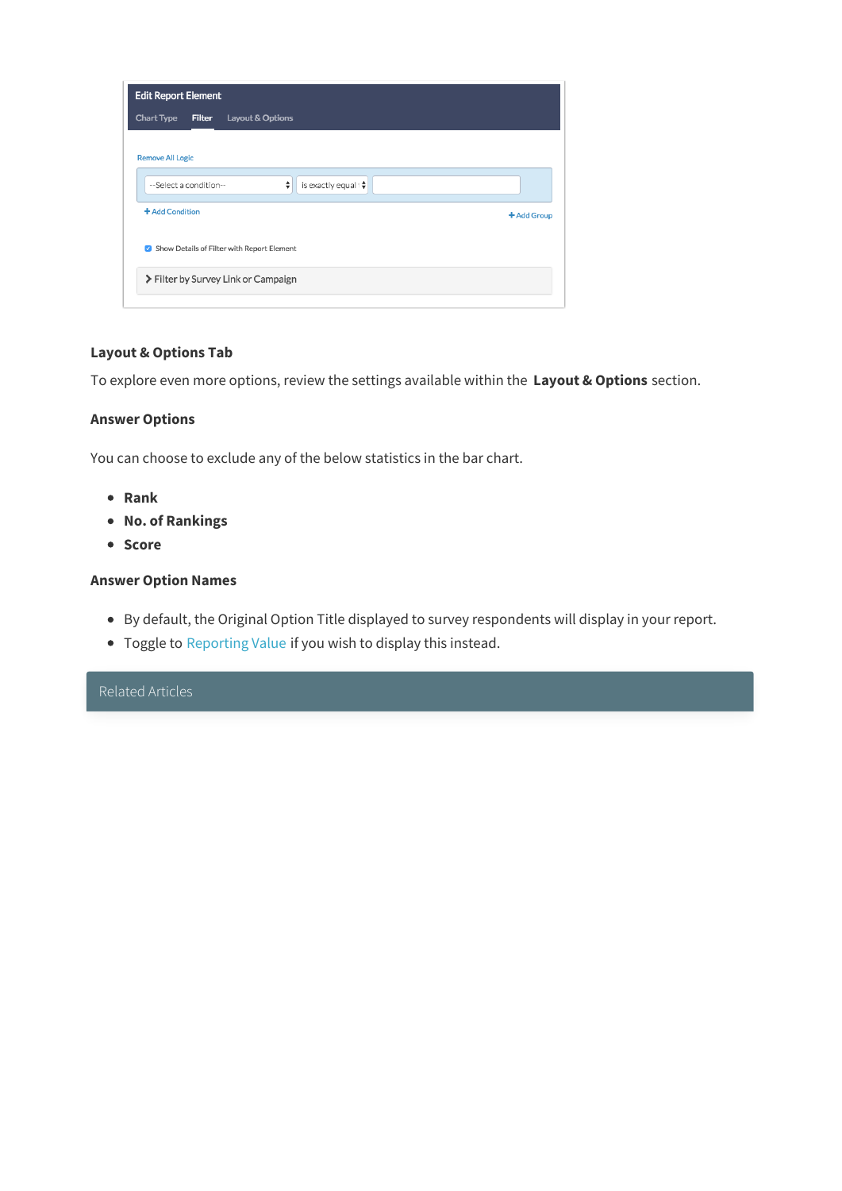### Layout & Options Tab

To explore even more options, review the settings available within the **Layout & Options** section.

#### Answer Options

You can choose to exclude any of the below statistics in the bar chart.

- **Rank**
- **No. of Rankings**
- **Score**

#### Answer Option Names

- By default, the Original Option Title displayed to survey respondents will display in your report.
- Toggle to Reporting Value if you wish to display this instead.

Related Articles